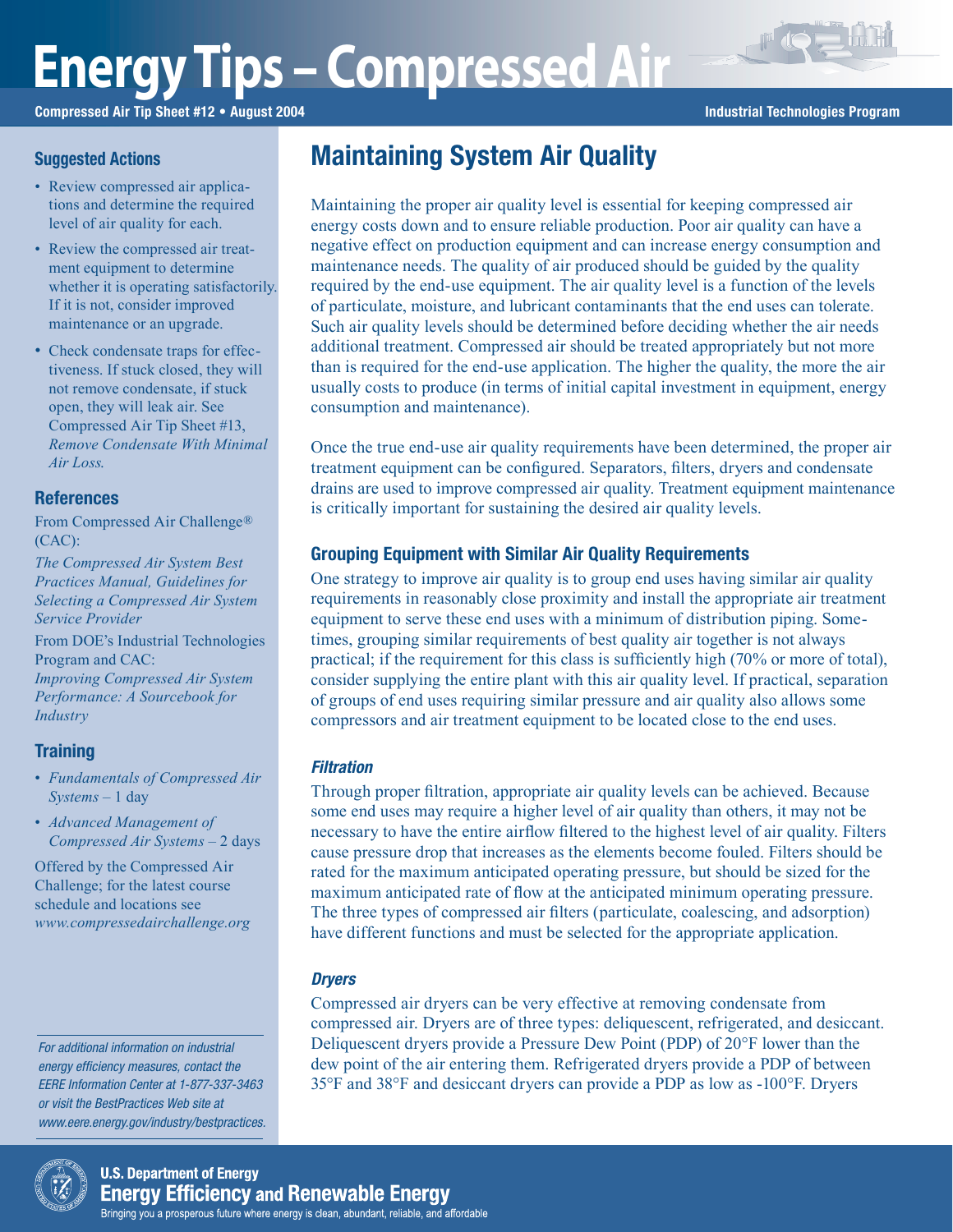# Energy Tips – Compressed Air

**Compressed Air Tip Sheet #12 • August 2004** **Industrial Technologies Program**

## Maintaining System Air Quality

Maintaining the proper air quality level is essential for keeping compressed air energy costs down and to ensure reliable production. Poor air quality can have a negative effect on production equipment and can increase energy consumption and maintenance needs. The quality of air produced should be guided by the quality required by the end-use equipment. The air quality level is a function of the levels of particulate, moisture, and lubricant contaminants that the end uses can tolerate. Such air quality levels should be determined before deciding whether the air needs additional treatment. Compressed air should be treated appropriately but not more than is required for the end-use application. The higher the quality, the more the air usually costs to produce (in terms of initial capital investment in equipment, energy consumption and maintenance).

Once the true end-use air quality requirements have been determined, the proper air treatment equipment can be configured. Separators, filters, dryers and condensate drains are used to improve compressed air quality. Treatment equipment maintenance is critically important for sustaining the desired air quality levels.

### Grouping Equipment with Similar Air Quality Requirements

One strategy to improve air quality is to group end uses having similar air quality requirements in reasonably close proximity and install the appropriate air treatment equipment to serve these end uses with a minimum of distribution piping. Sometimes, grouping similar requirements of best quality air together is not always practical; if the requirement for this class is sufficiently high (70% or more of total), consider supplying the entire plant with this air quality level. If practical, separation of groups of end uses requiring similar pressure and air quality also allows some compressors and air treatment equipment to be located close to the end uses.

#### *Filtration*

Through proper filtration, appropriate air quality levels can be achieved. Because some end uses may require a higher level of air quality than others, it may not be necessary to have the entire airflow filtered to the highest level of air quality. Filters cause pressure drop that increases as the elements become fouled. Filters should be rated for the maximum anticipated operating pressure, but should be sized for the maximum anticipated rate of flow at the anticipated minimum operating pressure. The three types of compressed air filters (particulate, coalescing, and adsorption) have different functions and must be selected for the appropriate application.

#### *Dryers*

Compressed air dryers can be very effective at removing condensate from compressed air. Dryers are of three types: deliquescent, refrigerated, and desiccant. Deliquescent dryers provide a Pressure Dew Point (PDP) of 20°F lower than the dew point of the air entering them. Refrigerated dryers provide a PDP of between 35°F and 38°F and desiccant dryers can provide a PDP as low as -100°F. Dryers

### Suggested Actions

- Review compressed air applications and determine the required level of air quality for each.
- Review the compressed air treatment equipment to determine whether it is operating satisfactorily. If it is not, consider improved maintenance or an upgrade.
- Check condensate traps for effectiveness. If stuck closed, they will not remove condensate, if stuck open, they will leak air. See Compressed Air Tip Sheet #13, *Remove Condensate With Minimal Air Loss.*

### References

From Compressed Air Challenge® (CAC):

*The Compressed Air System Best Practices Manual, Guidelines for Selecting a Compressed Air System Service Provider*

From DOE's Industrial Technologies Program and CAC:

*Improving Compressed Air System Performance: A Sourcebook for Industry*

### Training

- *Fundamentals of Compressed Air Systems* – 1 day
- *Advanced Management of Compressed Air Systems* – 2 days

Offered by the Compressed Air Challenge; for the latest course schedule and locations see *www.compressedairchallenge.org*

*For additional information on industrial energy efficiency measures, contact the EERE Information Center at 1-877-337-3463 or visit the BestPractices Web site at www.eere.energy.gov/industry/bestpractices.*

**U.S. Department of Energy**
**Energy Efficiency and Renewable Energy**
Bringing you a prosperous future where energy is clean, abundant, reliable, and affordable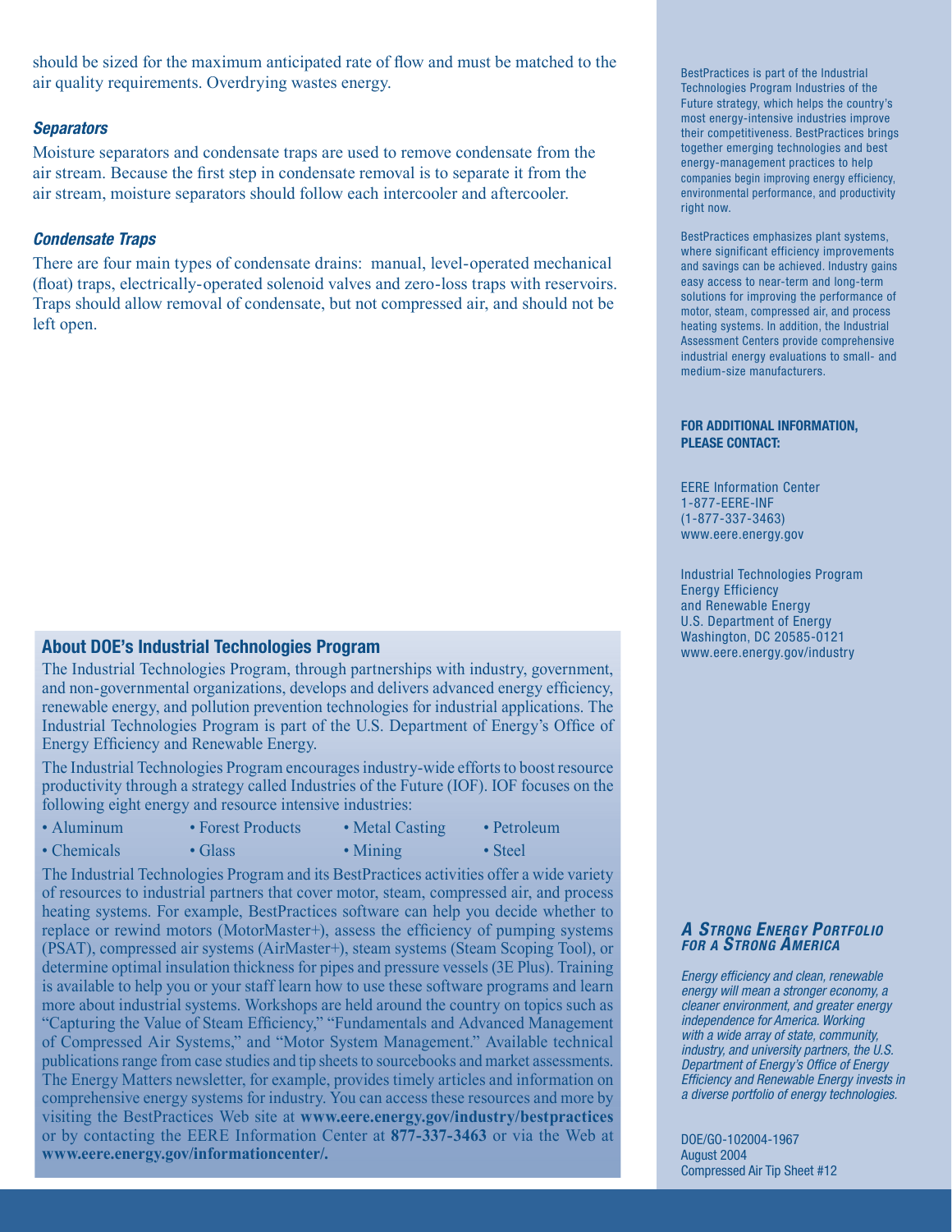should be sized for the maximum anticipated rate of flow and must be matched to the air quality requirements. Overdrying wastes energy.

### *Separators*

Moisture separators and condensate traps are used to remove condensate from the air stream. Because the first step in condensate removal is to separate it from the air stream, moisture separators should follow each intercooler and aftercooler.

### *Condensate Traps*

There are four main types of condensate drains: manual, level-operated mechanical (float) traps, electrically-operated solenoid valves and zero-loss traps with reservoirs. Traps should allow removal of condensate, but not compressed air, and should not be left open.

## About DOE's Industrial Technologies Program

The Industrial Technologies Program, through partnerships with industry, government, and non-governmental organizations, develops and delivers advanced energy efficiency, renewable energy, and pollution prevention technologies for industrial applications. The Industrial Technologies Program is part of the U.S. Department of Energy's Office of Energy Efficiency and Renewable Energy.

The Industrial Technologies Program encourages industry-wide efforts to boost resource productivity through a strategy called Industries of the Future (IOF). IOF focuses on the following eight energy and resource intensive industries:

- Aluminum
- Forest Products
- Metal Casting
- Petroleum
- Chemicals
- Glass
- Mining
- Steel

The Industrial Technologies Program and its BestPractices activities offer a wide variety of resources to industrial partners that cover motor, steam, compressed air, and process heating systems. For example, BestPractices software can help you decide whether to replace or rewind motors (MotorMaster+), assess the efficiency of pumping systems (PSAT), compressed air systems (AirMaster+), steam systems (Steam Scoping Tool), or determine optimal insulation thickness for pipes and pressure vessels (3E Plus). Training is available to help you or your staff learn how to use these software programs and learn more about industrial systems. Workshops are held around the country on topics such as "Capturing the Value of Steam Efficiency," "Fundamentals and Advanced Management of Compressed Air Systems," and "Motor System Management." Available technical publications range from case studies and tip sheets to sourcebooks and market assessments. The Energy Matters newsletter, for example, provides timely articles and information on comprehensive energy systems for industry. You can access these resources and more by visiting the BestPractices Web site at **www.eere.energy.gov/industry/bestpractices** or by contacting the EERE Information Center at **877-337-3463** or via the Web at **www.eere.energy.gov/informationcenter/.**

BestPractices is part of the Industrial Technologies Program Industries of the Future strategy, which helps the country's most energy-intensive industries improve their competitiveness. BestPractices brings together emerging technologies and best energy-management practices to help companies begin improving energy efficiency, environmental performance, and productivity right now.

BestPractices emphasizes plant systems, where significant efficiency improvements and savings can be achieved. Industry gains easy access to near-term and long-term solutions for improving the performance of motor, steam, compressed air, and process heating systems. In addition, the Industrial Assessment Centers provide comprehensive industrial energy evaluations to small- and medium-size manufacturers.

**FOR ADDITIONAL INFORMATION, PLEASE CONTACT:**

EERE Information Center
1-877-EERE-INF
(1-877-337-3463)
www.eere.energy.gov

Industrial Technologies Program
Energy Efficiency
and Renewable Energy
U.S. Department of Energy
Washington, DC 20585-0121
www.eere.energy.gov/industry

### *A Strong Energy Portfolio for a Strong America*

*Energy efficiency and clean, renewable energy will mean a stronger economy, a cleaner environment, and greater energy independence for America. Working with a wide array of state, community, industry, and university partners, the U.S. Department of Energy's Office of Energy Efficiency and Renewable Energy invests in a diverse portfolio of energy technologies.*

DOE/GO-102004-1967
August 2004
Compressed Air Tip Sheet #12